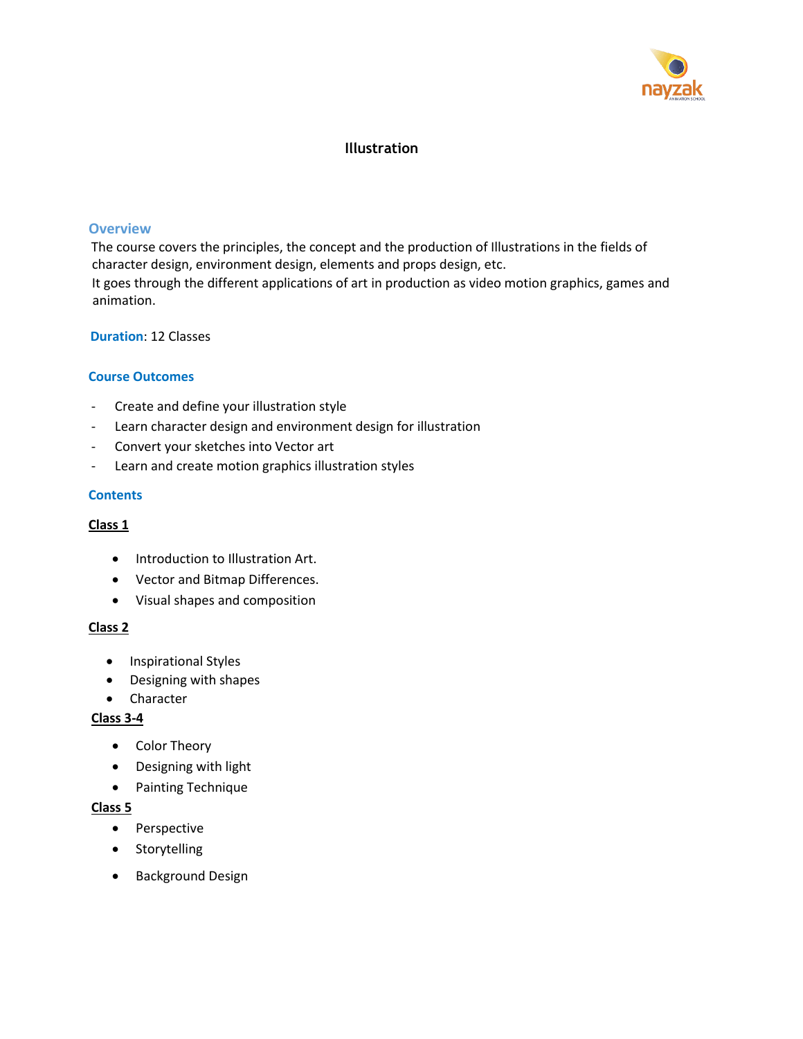# Illustration

## Overview

The course covers the principles, the concept and the production of Illustrations in the fields of character design, environment design, elements and props design, etc.
It goes through the different applications of art in production as video motion graphics, games and animation.

**Duration**: 12 Classes

## Course Outcomes

- Create and define your illustration style
- Learn character design and environment design for illustration
- Convert your sketches into Vector art
- Learn and create motion graphics illustration styles

## Contents

### Class 1

- Introduction to Illustration Art.
- Vector and Bitmap Differences.
- Visual shapes and composition

### Class 2

- Inspirational Styles
- Designing with shapes
- Character

### Class 3-4

- Color Theory
- Designing with light
- Painting Technique

### Class 5

- Perspective
- Storytelling
- Background Design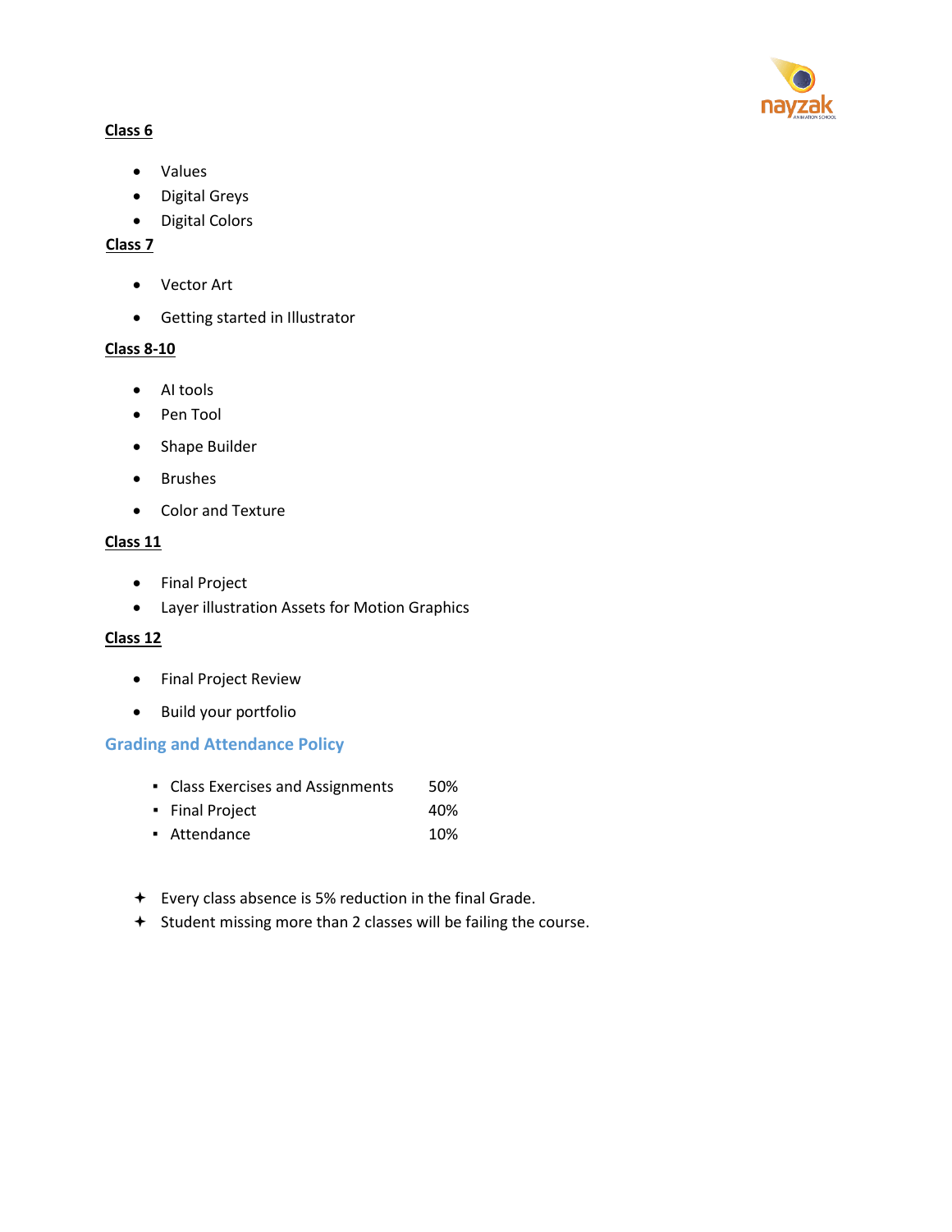**Class 6**

- Values
- Digital Greys
- Digital Colors

**Class 7**

- Vector Art
- Getting started in Illustrator

**Class 8-10**

- AI tools
- Pen Tool
- Shape Builder
- Brushes
- Color and Texture

**Class 11**

- Final Project
- Layer illustration Assets for Motion Graphics

**Class 12**

- Final Project Review
- Build your portfolio

## Grading and Attendance Policy

| | |
|---|---|
| Class Exercises and Assignments | 50% |
| Final Project | 40% |
| Attendance | 10% |

- Every class absence is 5% reduction in the final Grade.
- Student missing more than 2 classes will be failing the course.